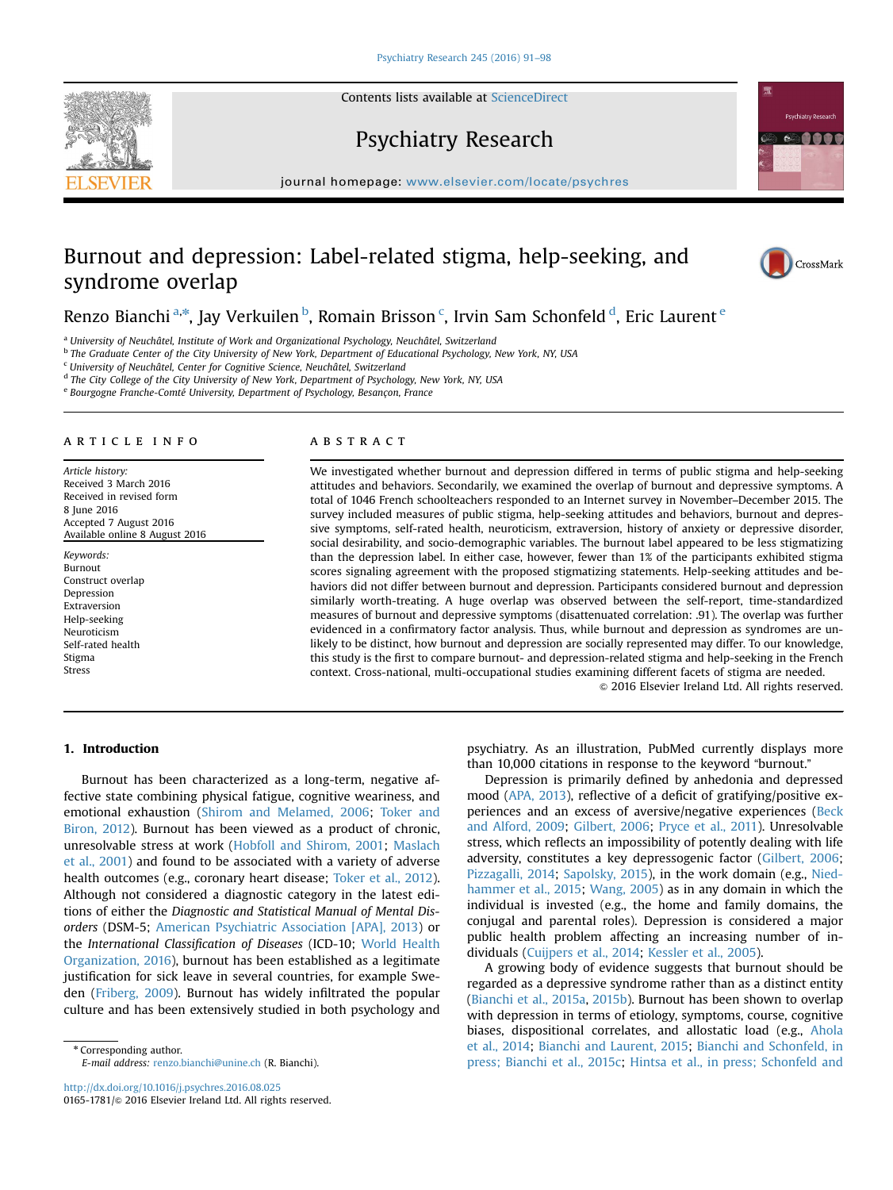# Burnout and depression: Label-related stigma, help-seeking, and syndrome overlap

Renzo Bianchi [a,*], Jay Verkuilen [b], Romain Brisson [c], Irvin Sam Schonfeld [d], Eric Laurent [e]

[a] University of Neuchâtel, Institute of Work and Organizational Psychology, Neuchâtel, Switzerland
[b] The Graduate Center of the City University of New York, Department of Educational Psychology, New York, NY, USA
[c] University of Neuchâtel, Center for Cognitive Science, Neuchâtel, Switzerland
[d] The City College of the City University of New York, Department of Psychology, New York, NY, USA
[e] Bourgogne Franche-Comté University, Department of Psychology, Besançon, France

## ARTICLE INFO

*Article history:*
Received 3 March 2016
Received in revised form
8 June 2016
Accepted 7 August 2016
Available online 8 August 2016

*Keywords:*
Burnout
Construct overlap
Depression
Extraversion
Help-seeking
Neuroticism
Self-rated health
Stigma
Stress

## ABSTRACT

We investigated whether burnout and depression differed in terms of public stigma and help-seeking attitudes and behaviors. Secondarily, we examined the overlap of burnout and depressive symptoms. A total of 1046 French schoolteachers responded to an Internet survey in November–December 2015. The survey included measures of public stigma, help-seeking attitudes and behaviors, burnout and depressive symptoms, self-rated health, neuroticism, extraversion, history of anxiety or depressive disorder, social desirability, and socio-demographic variables. The burnout label appeared to be less stigmatizing than the depression label. In either case, however, fewer than 1% of the participants exhibited stigma scores signaling agreement with the proposed stigmatizing statements. Help-seeking attitudes and behaviors did not differ between burnout and depression. Participants considered burnout and depression similarly worth-treating. A huge overlap was observed between the self-report, time-standardized measures of burnout and depressive symptoms (disattenuated correlation: .91). The overlap was further evidenced in a confirmatory factor analysis. Thus, while burnout and depression as syndromes are unlikely to be distinct, how burnout and depression are socially represented may differ. To our knowledge, this study is the first to compare burnout- and depression-related stigma and help-seeking in the French context. Cross-national, multi-occupational studies examining different facets of stigma are needed.

© 2016 Elsevier Ireland Ltd. All rights reserved.

## 1. Introduction

Burnout has been characterized as a long-term, negative affective state combining physical fatigue, cognitive weariness, and emotional exhaustion (Shirom and Melamed, 2006; Toker and Biron, 2012). Burnout has been viewed as a product of chronic, unresolvable stress at work (Hobfoll and Shirom, 2001; Maslach et al., 2001) and found to be associated with a variety of adverse health outcomes (e.g., coronary heart disease; Toker et al., 2012). Although not considered a diagnostic category in the latest editions of either the *Diagnostic and Statistical Manual of Mental Disorders* (DSM-5; American Psychiatric Association [APA], 2013) or the *International Classification of Diseases* (ICD-10; World Health Organization, 2016), burnout has been established as a legitimate justification for sick leave in several countries, for example Sweden (Friberg, 2009). Burnout has widely infiltrated the popular culture and has been extensively studied in both psychology and psychiatry. As an illustration, PubMed currently displays more than 10,000 citations in response to the keyword "burnout."

Depression is primarily defined by anhedonia and depressed mood (APA, 2013), reflective of a deficit of gratifying/positive experiences and an excess of aversive/negative experiences (Beck and Alford, 2009; Gilbert, 2006; Pryce et al., 2011). Unresolvable stress, which reflects an impossibility of potently dealing with life adversity, constitutes a key depressogenic factor (Gilbert, 2006; Pizzagalli, 2014; Sapolsky, 2015), in the work domain (e.g., Niedhammer et al., 2015; Wang, 2005) as in any domain in which the individual is invested (e.g., the home and family domains, the conjugal and parental roles). Depression is considered a major public health problem affecting an increasing number of individuals (Cuijpers et al., 2014; Kessler et al., 2005).

A growing body of evidence suggests that burnout should be regarded as a depressive syndrome rather than as a distinct entity (Bianchi et al., 2015a, 2015b). Burnout has been shown to overlap with depression in terms of etiology, symptoms, course, cognitive biases, dispositional correlates, and allostatic load (e.g., Ahola et al., 2014; Bianchi and Laurent, 2015; Bianchi and Schonfeld, in press; Bianchi et al., 2015c; Hintsa et al., in press; Schonfeld and

* Corresponding author.
E-mail address: renzo.bianchi@unine.ch (R. Bianchi).

http://dx.doi.org/10.1016/j.psychres.2016.08.025
0165-1781/© 2016 Elsevier Ireland Ltd. All rights reserved.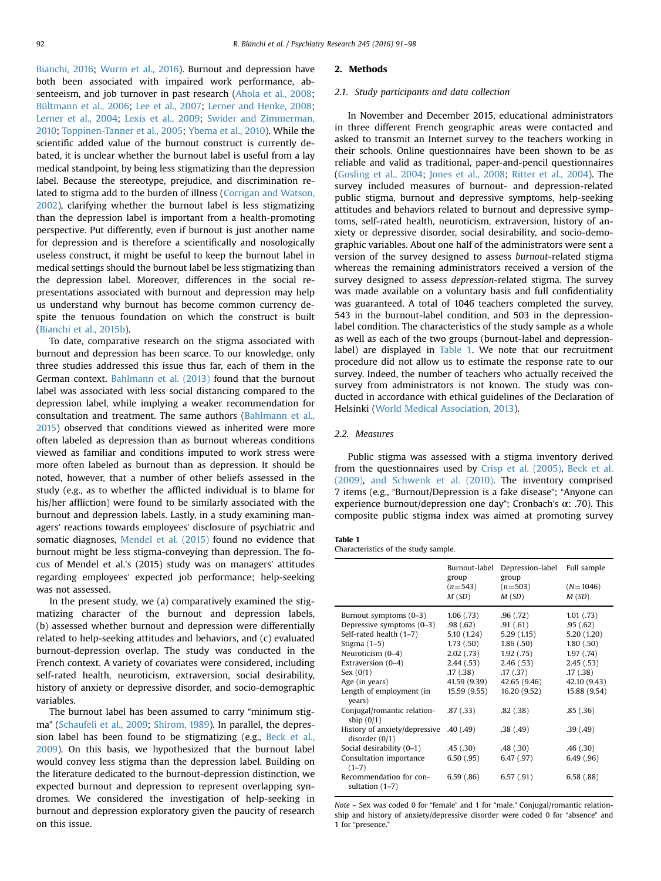Bianchi, 2016; Wurm et al., 2016). Burnout and depression have both been associated with impaired work performance, absenteeism, and job turnover in past research (Ahola et al., 2008; Bültmann et al., 2006; Lee et al., 2007; Lerner and Henke, 2008; Lerner et al., 2004; Lexis et al., 2009; Swider and Zimmerman, 2010; Toppinen-Tanner et al., 2005; Ybema et al., 2010). While the scientific added value of the burnout construct is currently debated, it is unclear whether the burnout label is useful from a lay medical standpoint, by being less stigmatizing than the depression label. Because the stereotype, prejudice, and discrimination related to stigma add to the burden of illness (Corrigan and Watson, 2002), clarifying whether the burnout label is less stigmatizing than the depression label is important from a health-promoting perspective. Put differently, even if burnout is just another name for depression and is therefore a scientifically and nosologically useless construct, it might be useful to keep the burnout label in medical settings should the burnout label be less stigmatizing than the depression label. Moreover, differences in the social representations associated with burnout and depression may help us understand why burnout has become common currency despite the tenuous foundation on which the construct is built (Bianchi et al., 2015b).

To date, comparative research on the stigma associated with burnout and depression has been scarce. To our knowledge, only three studies addressed this issue thus far, each of them in the German context. Bahlmann et al. (2013) found that the burnout label was associated with less social distancing compared to the depression label, while implying a weaker recommendation for consultation and treatment. The same authors (Bahlmann et al., 2015) observed that conditions viewed as inherited were more often labeled as depression than as burnout whereas conditions viewed as familiar and conditions imputed to work stress were more often labeled as burnout than as depression. It should be noted, however, that a number of other beliefs assessed in the study (e.g., as to whether the afflicted individual is to blame for his/her affliction) were found to be similarly associated with the burnout and depression labels. Lastly, in a study examining managers' reactions towards employees' disclosure of psychiatric and somatic diagnoses, Mendel et al. (2015) found no evidence that burnout might be less stigma-conveying than depression. The focus of Mendel et al.'s (2015) study was on managers' attitudes regarding employees' expected job performance; help-seeking was not assessed.

In the present study, we (a) comparatively examined the stigmatizing character of the burnout and depression labels, (b) assessed whether burnout and depression were differentially related to help-seeking attitudes and behaviors, and (c) evaluated burnout-depression overlap. The study was conducted in the French context. A variety of covariates were considered, including self-rated health, neuroticism, extraversion, social desirability, history of anxiety or depressive disorder, and socio-demographic variables.

The burnout label has been assumed to carry "minimum stigma" (Schaufeli et al., 2009; Shirom, 1989). In parallel, the depression label has been found to be stigmatizing (e.g., Beck et al., 2009). On this basis, we hypothesized that the burnout label would convey less stigma than the depression label. Building on the literature dedicated to the burnout-depression distinction, we expected burnout and depression to represent overlapping syndromes. We considered the investigation of help-seeking in burnout and depression exploratory given the paucity of research on this issue.

## 2. Methods

### 2.1. Study participants and data collection

In November and December 2015, educational administrators in three different French geographic areas were contacted and asked to transmit an Internet survey to the teachers working in their schools. Online questionnaires have been shown to be as reliable and valid as traditional, paper-and-pencil questionnaires (Gosling et al., 2004; Jones et al., 2008; Ritter et al., 2004). The survey included measures of burnout- and depression-related public stigma, burnout and depressive symptoms, help-seeking attitudes and behaviors related to burnout and depressive symptoms, self-rated health, neuroticism, extraversion, history of anxiety or depressive disorder, social desirability, and socio-demographic variables. About one half of the administrators were sent a version of the survey designed to assess *burnout*-related stigma whereas the remaining administrators received a version of the survey designed to assess *depression*-related stigma. The survey was made available on a voluntary basis and full confidentiality was guaranteed. A total of 1046 teachers completed the survey, 543 in the burnout-label condition, and 503 in the depression-label condition. The characteristics of the study sample as a whole as well as each of the two groups (burnout-label and depression-label) are displayed in Table 1. We note that our recruitment procedure did not allow us to estimate the response rate to our survey. Indeed, the number of teachers who actually received the survey from administrators is not known. The study was conducted in accordance with ethical guidelines of the Declaration of Helsinki (World Medical Association, 2013).

### 2.2. Measures

Public stigma was assessed with a stigma inventory derived from the questionnaires used by Crisp et al. (2005), Beck et al. (2009), and Schwenk et al. (2010). The inventory comprised 7 items (e.g., "Burnout/Depression is a fake disease"; "Anyone can experience burnout/depression one day"; Cronbach's α: .70). This composite public stigma index was aimed at promoting survey

**Table 1**
Characteristics of the study sample.

| | Burnout-label group ($n$=543) $M$ ($SD$) | Depression-label group ($n$=503) $M$ ($SD$) | Full sample ($N$=1046) $M$ ($SD$) |
|---|---|---|---|
| Burnout symptoms (0–3) | 1.06 (.73) | .96 (.72) | 1.01 (.73) |
| Depressive symptoms (0–3) | .98 (.62) | .91 (.61) | .95 (.62) |
| Self-rated health (1–7) | 5.10 (1.24) | 5.29 (1.15) | 5.20 (1.20) |
| Stigma (1–5) | 1.73 (.50) | 1.86 (.50) | 1.80 (.50) |
| Neuroticism (0–4) | 2.02 (.73) | 1.92 (.75) | 1.97 (.74) |
| Extraversion (0–4) | 2.44 (.53) | 2.46 (.53) | 2.45 (.53) |
| Sex (0/1) | .17 (.38) | .17 (.37) | .17 (.38) |
| Age (in years) | 41.59 (9.39) | 42.65 (9.46) | 42.10 (9.43) |
| Length of employment (in years) | 15.59 (9.55) | 16.20 (9.52) | 15.88 (9.54) |
| Conjugal/romantic relationship (0/1) | .87 (.33) | .82 (.38) | .85 (.36) |
| History of anxiety/depressive disorder (0/1) | .40 (.49) | .38 (.49) | .39 (.49) |
| Social desirability (0–1) | .45 (.30) | .48 (.30) | .46 (.30) |
| Consultation importance (1–7) | 6.50 (.95) | 6.47 (.97) | 6.49 (.96) |
| Recommendation for consultation (1–7) | 6.59 (.86) | 6.57 (.91) | 6.58 (.88) |

*Note* – Sex was coded 0 for "female" and 1 for "male." Conjugal/romantic relationship and history of anxiety/depressive disorder were coded 0 for "absence" and 1 for "presence."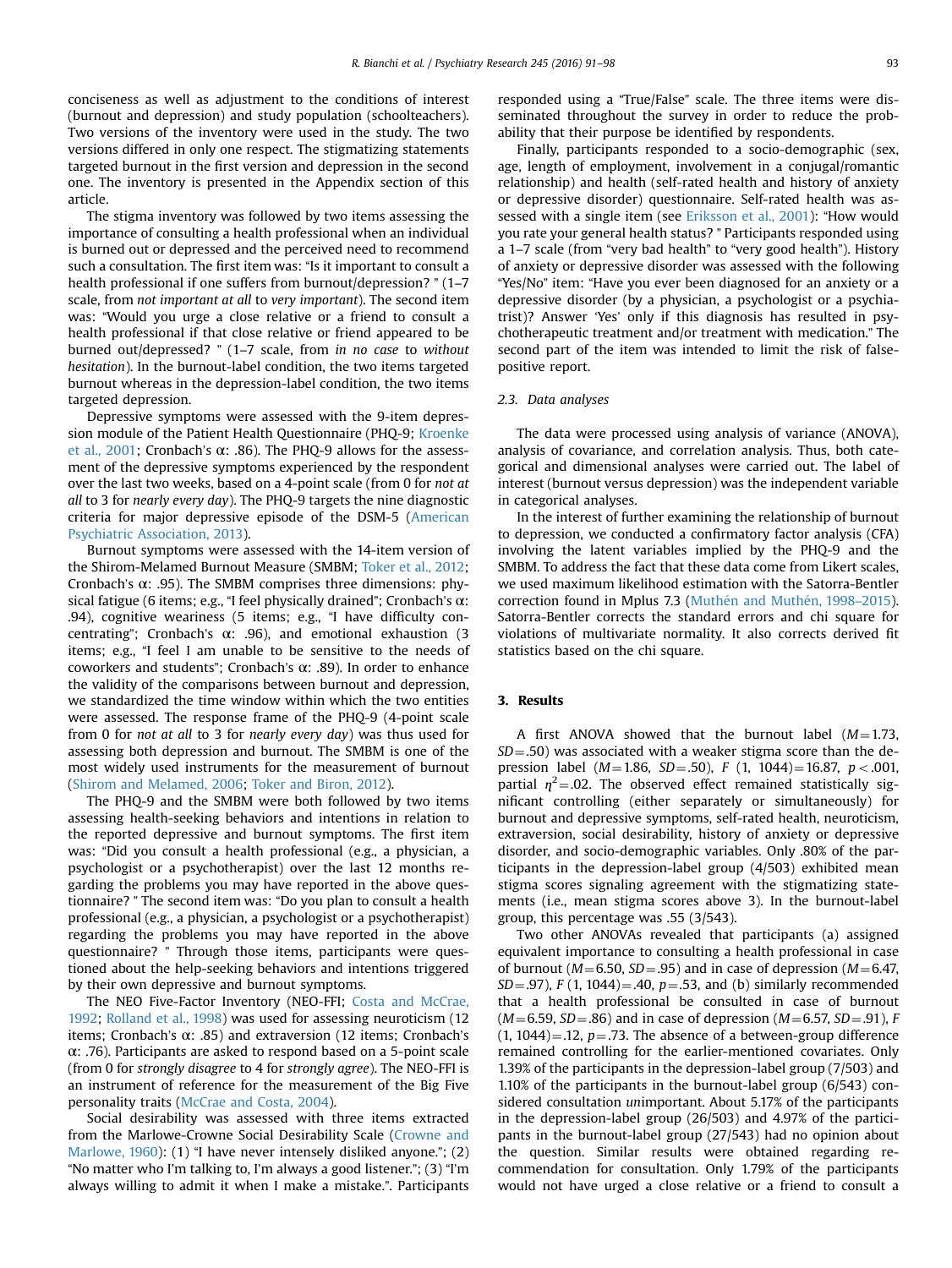conciseness as well as adjustment to the conditions of interest (burnout and depression) and study population (schoolteachers). Two versions of the inventory were used in the study. The two versions differed in only one respect. The stigmatizing statements targeted burnout in the first version and depression in the second one. The inventory is presented in the Appendix section of this article.

The stigma inventory was followed by two items assessing the importance of consulting a health professional when an individual is burned out or depressed and the perceived need to recommend such a consultation. The first item was: "Is it important to consult a health professional if one suffers from burnout/depression? " (1–7 scale, from *not important at all* to *very important*). The second item was: "Would you urge a close relative or a friend to consult a health professional if that close relative or friend appeared to be burned out/depressed? " (1–7 scale, from *in no case* to *without hesitation*). In the burnout-label condition, the two items targeted burnout whereas in the depression-label condition, the two items targeted depression.

Depressive symptoms were assessed with the 9-item depression module of the Patient Health Questionnaire (PHQ-9; Kroenke et al., 2001; Cronbach's α: .86). The PHQ-9 allows for the assessment of the depressive symptoms experienced by the respondent over the last two weeks, based on a 4-point scale (from 0 for *not at all* to 3 for *nearly every day*). The PHQ-9 targets the nine diagnostic criteria for major depressive episode of the DSM-5 (American Psychiatric Association, 2013).

Burnout symptoms were assessed with the 14-item version of the Shirom-Melamed Burnout Measure (SMBM; Toker et al., 2012; Cronbach's α: .95). The SMBM comprises three dimensions: physical fatigue (6 items; e.g., "I feel physically drained"; Cronbach's α: .94), cognitive weariness (5 items; e.g., "I have difficulty concentrating"; Cronbach's α: .96), and emotional exhaustion (3 items; e.g., "I feel I am unable to be sensitive to the needs of coworkers and students"; Cronbach's α: .89). In order to enhance the validity of the comparisons between burnout and depression, we standardized the time window within which the two entities were assessed. The response frame of the PHQ-9 (4-point scale from 0 for *not at all* to 3 for *nearly every day*) was thus used for assessing both depression and burnout. The SMBM is one of the most widely used instruments for the measurement of burnout (Shirom and Melamed, 2006; Toker and Biron, 2012).

The PHQ-9 and the SMBM were both followed by two items assessing health-seeking behaviors and intentions in relation to the reported depressive and burnout symptoms. The first item was: "Did you consult a health professional (e.g., a physician, a psychologist or a psychotherapist) over the last 12 months regarding the problems you may have reported in the above questionnaire? " The second item was: "Do you plan to consult a health professional (e.g., a physician, a psychologist or a psychotherapist) regarding the problems you may have reported in the above questionnaire? " Through those items, participants were questioned about the help-seeking behaviors and intentions triggered by their own depressive and burnout symptoms.

The NEO Five-Factor Inventory (NEO-FFI; Costa and McCrae, 1992; Rolland et al., 1998) was used for assessing neuroticism (12 items; Cronbach's α: .85) and extraversion (12 items; Cronbach's α: .76). Participants are asked to respond based on a 5-point scale (from 0 for *strongly disagree* to 4 for *strongly agree*). The NEO-FFI is an instrument of reference for the measurement of the Big Five personality traits (McCrae and Costa, 2004).

Social desirability was assessed with three items extracted from the Marlowe-Crowne Social Desirability Scale (Crowne and Marlowe, 1960): (1) "I have never intensely disliked anyone."; (2) "No matter who I'm talking to, I'm always a good listener."; (3) "I'm always willing to admit it when I make a mistake.". Participants responded using a "True/False" scale. The three items were disseminated throughout the survey in order to reduce the probability that their purpose be identified by respondents.

Finally, participants responded to a socio-demographic (sex, age, length of employment, involvement in a conjugal/romantic relationship) and health (self-rated health and history of anxiety or depressive disorder) questionnaire. Self-rated health was assessed with a single item (see Eriksson et al., 2001): "How would you rate your general health status? " Participants responded using a 1–7 scale (from "very bad health" to "very good health"). History of anxiety or depressive disorder was assessed with the following "Yes/No" item: "Have you ever been diagnosed for an anxiety or a depressive disorder (by a physician, a psychologist or a psychiatrist)? Answer 'Yes' only if this diagnosis has resulted in psychotherapeutic treatment and/or treatment with medication." The second part of the item was intended to limit the risk of false-positive report.

### 2.3. Data analyses

The data were processed using analysis of variance (ANOVA), analysis of covariance, and correlation analysis. Thus, both categorical and dimensional analyses were carried out. The label of interest (burnout versus depression) was the independent variable in categorical analyses.

In the interest of further examining the relationship of burnout to depression, we conducted a confirmatory factor analysis (CFA) involving the latent variables implied by the PHQ-9 and the SMBM. To address the fact that these data come from Likert scales, we used maximum likelihood estimation with the Satorra-Bentler correction found in Mplus 7.3 (Muthén and Muthén, 1998–2015). Satorra-Bentler corrects the standard errors and chi square for violations of multivariate normality. It also corrects derived fit statistics based on the chi square.

## 3. Results

A first ANOVA showed that the burnout label ($M=1.73$, $SD=.50$) was associated with a weaker stigma score than the depression label ($M=1.86$, $SD=.50$), $F$ (1, 1044)$=16.87$, $p<.001$, partial $\eta^2=.02$. The observed effect remained statistically significant controlling (either separately or simultaneously) for burnout and depressive symptoms, self-rated health, neuroticism, extraversion, social desirability, history of anxiety or depressive disorder, and socio-demographic variables. Only .80% of the participants in the depression-label group (4/503) exhibited mean stigma scores signaling agreement with the stigmatizing statements (i.e., mean stigma scores above 3). In the burnout-label group, this percentage was .55 (3/543).

Two other ANOVAs revealed that participants (a) assigned equivalent importance to consulting a health professional in case of burnout ($M=6.50$, $SD=.95$) and in case of depression ($M=6.47$, $SD=.97$), $F$ (1, 1044)$=.40$, $p=.53$, and (b) similarly recommended that a health professional be consulted in case of burnout ($M=6.59$, $SD=.86$) and in case of depression ($M=6.57$, $SD=.91$), $F$ (1, 1044)$=.12$, $p=.73$. The absence of a between-group difference remained controlling for the earlier-mentioned covariates. Only 1.39% of the participants in the depression-label group (7/503) and 1.10% of the participants in the burnout-label group (6/543) considered consultation *un*important. About 5.17% of the participants in the depression-label group (26/503) and 4.97% of the participants in the burnout-label group (27/543) had no opinion about the question. Similar results were obtained regarding recommendation for consultation. Only 1.79% of the participants would not have urged a close relative or a friend to consult a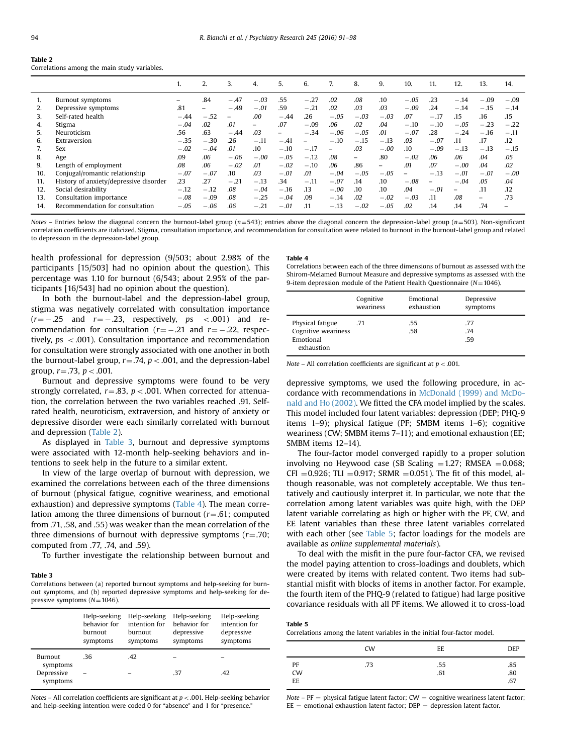**Table 2**
Correlations among the main study variables.

| | | 1. | 2. | 3. | 4. | 5. | 6. | 7. | 8. | 9. | 10. | 11. | 12. | 13. | 14. |
|---|---|---|---|---|---|---|---|---|---|---|---|---|---|---|---|
| 1. | Burnout symptoms | – | .84 | −.47 | *−.03* | .55 | −.27 | *.02* | *.08* | .10 | *−.05* | .23 | −.14 | −.09 | −.09 |
| 2. | Depressive symptoms | .81 | – | −.49 | *−.01* | .59 | −.21 | *.02* | *.03* | *.03* | −.09 | .24 | −.14 | −.15 | −.14 |
| 3. | Self-rated health | −.44 | −.52 | – | *.00* | −.44 | .26 | *−.05* | *−.03* | *−.03* | *.07* | −.17 | .15 | .16 | .15 |
| 4. | Stigma | *−.04* | *.02* | *.01* | – | *.07* | −.09 | *.06* | *.02* | *.04* | −.10 | −.10 | *−.05* | −.23 | −.22 |
| 5. | Neuroticism | .56 | .63 | −.44 | *.03* | – | −.34 | *−.06* | *−.05* | *.01* | *−.07* | .28 | −.24 | −.16 | −.11 |
| 6. | Extraversion | −.35 | −.30 | .26 | −.11 | −.41 | – | −.10 | −.15 | −.13 | *.03* | *−.07* | .11 | .17 | .12 |
| 7. | Sex | *−.02* | *−.04* | *.01* | .10 | −.10 | −.17 | – | *.03* | *−.00* | .10 | −.09 | −.13 | −.13 | −.15 |
| 8. | Age | .09 | *.06* | *−.06* | *−.00* | *−.05* | −.12 | *.08* | – | .80 | *−.02* | *.06* | *.06* | *.04* | *.05* |
| 9. | Length of employment | *.08* | *.06* | *−.02* | *.01* | *−.02* | −.10 | *.06* | .86 | – | *.01* | *.07* | *−.00* | *.04* | *.02* |
| 10. | Conjugal/romantic relationship | *−.07* | *−.07* | .10 | *.03* | *−.01* | *.01* | *−.04* | *−.05* | *−.05* | – | −.13 | *−.01* | *−.01* | *−.00* |
| 11. | History of anxiety/depressive disorder | .23 | .27 | −.21 | −.13 | .34 | −.11 | *−.07* | .14 | .10 | *−.08* | – | *−.04* | *.05* | *.04* |
| 12. | Social desirability | −.12 | −.12 | *.08* | *−.04* | −.16 | .13 | *−.00* | .10 | .10 | *.04* | *−.01* | – | .11 | .12 |
| 13. | Consultation importance | *−.08* | −.09 | *.08* | −.25 | *−.04* | .09 | −.14 | *.02* | *−.02* | *−.03* | .11 | *.08* | – | .73 |
| 14. | Recommendation for consultation | *−.05* | *−.06* | *.06* | −.21 | *−.01* | .11 | −.13 | *−.02* | *−.05* | *.02* | .14 | .14 | .74 | – |

*Notes* – Entries below the diagonal concern the burnout-label group ($n=543$); entries above the diagonal concern the depression-label group ($n=503$). Non-significant correlation coefficients are italicized. Stigma, consultation importance, and recommendation for consultation were related to burnout in the burnout-label group and related to depression in the depression-label group.

health professional for depression (9/503; about 2.98% of the participants [15/503] had no opinion about the question). This percentage was 1.10 for burnout (6/543; about 2.95% of the participants [16/543] had no opinion about the question).

In both the burnout-label and the depression-label group, stigma was negatively correlated with consultation importance ($r=-.25$ and $r=-.23$, respectively, $ps < .001$) and recommendation for consultation ($r=-.21$ and $r=-.22$, respectively, $ps < .001$). Consultation importance and recommendation for consultation were strongly associated with one another in both the burnout-label group, $r=.74$, $p<.001$, and the depression-label group, $r=.73$, $p<.001$.

Burnout and depressive symptoms were found to be very strongly correlated, $r=.83$, $p<.001$. When corrected for attenuation, the correlation between the two variables reached .91. Self-rated health, neuroticism, extraversion, and history of anxiety or depressive disorder were each similarly correlated with burnout and depression (Table 2).

As displayed in Table 3, burnout and depressive symptoms were associated with 12-month help-seeking behaviors and intentions to seek help in the future to a similar extent.

In view of the large overlap of burnout with depression, we examined the correlations between each of the three dimensions of burnout (physical fatigue, cognitive weariness, and emotional exhaustion) and depressive symptoms (Table 4). The mean correlation among the three dimensions of burnout ($r=.61$; computed from .71, .58, and .55) was weaker than the mean correlation of the three dimensions of burnout with depressive symptoms ($r=.70$; computed from .77, .74, and .59).

To further investigate the relationship between burnout and depressive symptoms, we used the following procedure, in accordance with recommendations in McDonald (1999) and McDonald and Ho (2002). We fitted the CFA model implied by the scales. This model included four latent variables: depression (DEP; PHQ-9 items 1–9); physical fatigue (PF; SMBM items 1–6); cognitive weariness (CW; SMBM items 7–11); and emotional exhaustion (EE; SMBM items 12–14).

The four-factor model converged rapidly to a proper solution involving no Heywood case (SB Scaling $=1.27$; RMSEA $=0.068$; CFI $=0.926$; TLI $=0.917$; SRMR $=0.051$). The fit of this model, although reasonable, was not completely acceptable. We thus tentatively and cautiously interpret it. In particular, we note that the correlation among latent variables was quite high, with the DEP latent variable correlating as high or higher with the PF, CW, and EE latent variables than these three latent variables correlated with each other (see Table 5; factor loadings for the models are available as *online supplemental materials*).

To deal with the misfit in the pure four-factor CFA, we revised the model paying attention to cross-loadings and doublets, which were created by items with related content. Two items had substantial misfit with blocks of items in another factor. For example, the fourth item of the PHQ-9 (related to fatigue) had large positive covariance residuals with all PF items. We allowed it to cross-load

**Table 3**
Correlations between (a) reported burnout symptoms and help-seeking for burnout symptoms, and (b) reported depressive symptoms and help-seeking for depressive symptoms ($N=1046$).

| | Help-seeking behavior for burnout symptoms | Help-seeking intention for burnout symptoms | Help-seeking behavior for depressive symptoms | Help-seeking intention for depressive symptoms |
|---|---|---|---|---|
| Burnout symptoms | .36 | .42 | – | – |
| Depressive symptoms | – | – | .37 | .42 |

*Notes* – All correlation coefficients are significant at $p<.001$. Help-seeking behavior and help-seeking intention were coded 0 for "absence" and 1 for "presence."

**Table 4**
Correlations between each of the three dimensions of burnout as assessed with the Shirom-Melamed Burnout Measure and depressive symptoms as assessed with the 9-item depression module of the Patient Health Questionnaire ($N=1046$).

| | Cognitive weariness | Emotional exhaustion | Depressive symptoms |
|---|---|---|---|
| Physical fatigue | .71 | .55 | .77 |
| Cognitive weariness | | .58 | .74 |
| Emotional exhaustion | | | .59 |

*Note* – All correlation coefficients are significant at $p<.001$.

**Table 5**
Correlations among the latent variables in the initial four-factor model.

| | CW | EE | DEP |
|---|---|---|---|
| PF | .73 | .55 | .85 |
| CW | | .61 | .80 |
| EE | | | .67 |

*Note* – PF = physical fatigue latent factor; CW = cognitive weariness latent factor; EE = emotional exhaustion latent factor; DEP = depression latent factor.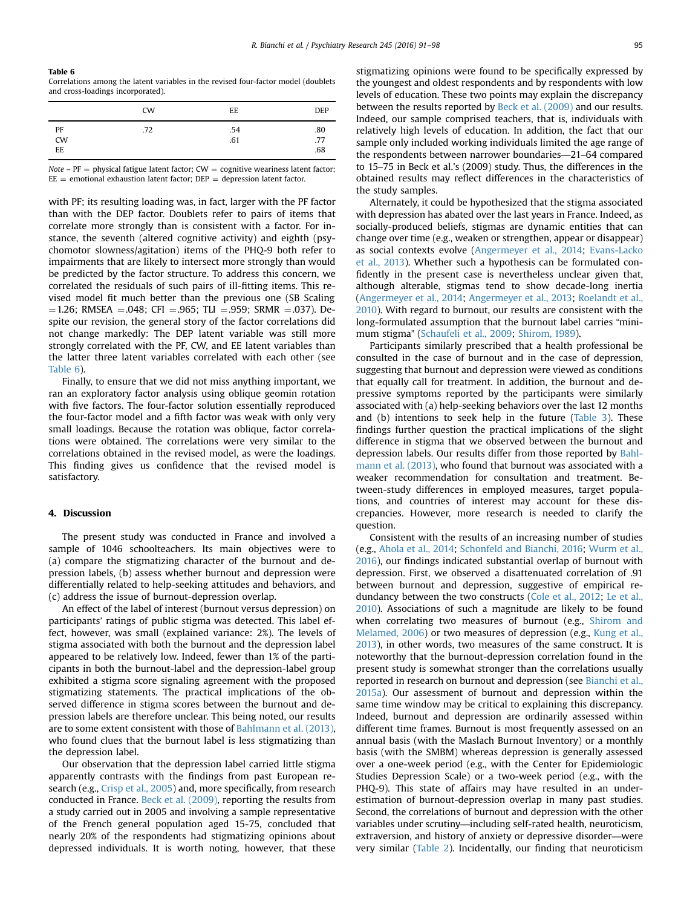**Table 6**
Correlations among the latent variables in the revised four-factor model (doublets and cross-loadings incorporated).

| | CW | EE | DEP |
|---|---|---|---|
| PF | .72 | .54 | .80 |
| CW | | .61 | .77 |
| EE | | | .68 |

*Note* – PF = physical fatigue latent factor; CW = cognitive weariness latent factor; EE = emotional exhaustion latent factor; DEP = depression latent factor.

with PF; its resulting loading was, in fact, larger with the PF factor than with the DEP factor. Doublets refer to pairs of items that correlate more strongly than is consistent with a factor. For instance, the seventh (altered cognitive activity) and eighth (psychomotor slowness/agitation) items of the PHQ-9 both refer to impairments that are likely to intersect more strongly than would be predicted by the factor structure. To address this concern, we correlated the residuals of such pairs of ill-fitting items. This revised model fit much better than the previous one (SB Scaling =1.26; RMSEA =.048; CFI =.965; TLI =.959; SRMR =.037). Despite our revision, the general story of the factor correlations did not change markedly: The DEP latent variable was still more strongly correlated with the PF, CW, and EE latent variables than the latter three latent variables correlated with each other (see Table 6).

Finally, to ensure that we did not miss anything important, we ran an exploratory factor analysis using oblique geomin rotation with five factors. The four-factor solution essentially reproduced the four-factor model and a fifth factor was weak with only very small loadings. Because the rotation was oblique, factor correlations were obtained. The correlations were very similar to the correlations obtained in the revised model, as were the loadings. This finding gives us confidence that the revised model is satisfactory.

## 4. Discussion

The present study was conducted in France and involved a sample of 1046 schoolteachers. Its main objectives were to (a) compare the stigmatizing character of the burnout and depression labels, (b) assess whether burnout and depression were differentially related to help-seeking attitudes and behaviors, and (c) address the issue of burnout-depression overlap.

An effect of the label of interest (burnout versus depression) on participants' ratings of public stigma was detected. This label effect, however, was small (explained variance: 2%). The levels of stigma associated with both the burnout and the depression label appeared to be relatively low. Indeed, fewer than 1% of the participants in both the burnout-label and the depression-label group exhibited a stigma score signaling agreement with the proposed stigmatizing statements. The practical implications of the observed difference in stigma scores between the burnout and depression labels are therefore unclear. This being noted, our results are to some extent consistent with those of Bahlmann et al. (2013), who found clues that the burnout label is less stigmatizing than the depression label.

Our observation that the depression label carried little stigma apparently contrasts with the findings from past European research (e.g., Crisp et al., 2005) and, more specifically, from research conducted in France. Beck et al. (2009), reporting the results from a study carried out in 2005 and involving a sample representative of the French general population aged 15-75, concluded that nearly 20% of the respondents had stigmatizing opinions about depressed individuals. It is worth noting, however, that these stigmatizing opinions were found to be specifically expressed by the youngest and oldest respondents and by respondents with low levels of education. These two points may explain the discrepancy between the results reported by Beck et al. (2009) and our results. Indeed, our sample comprised teachers, that is, individuals with relatively high levels of education. In addition, the fact that our sample only included working individuals limited the age range of the respondents between narrower boundaries—21–64 compared to 15–75 in Beck et al.'s (2009) study. Thus, the differences in the obtained results may reflect differences in the characteristics of the study samples.

Alternately, it could be hypothesized that the stigma associated with depression has abated over the last years in France. Indeed, as socially-produced beliefs, stigmas are dynamic entities that can change over time (e.g., weaken or strengthen, appear or disappear) as social contexts evolve (Angermeyer et al., 2014; Evans-Lacko et al., 2013). Whether such a hypothesis can be formulated confidently in the present case is nevertheless unclear given that, although alterable, stigmas tend to show decade-long inertia (Angermeyer et al., 2014; Angermeyer et al., 2013; Roelandt et al., 2010). With regard to burnout, our results are consistent with the long-formulated assumption that the burnout label carries "minimum stigma" (Schaufeli et al., 2009; Shirom, 1989).

Participants similarly prescribed that a health professional be consulted in the case of burnout and in the case of depression, suggesting that burnout and depression were viewed as conditions that equally call for treatment. In addition, the burnout and depressive symptoms reported by the participants were similarly associated with (a) help-seeking behaviors over the last 12 months and (b) intentions to seek help in the future (Table 3). These findings further question the practical implications of the slight difference in stigma that we observed between the burnout and depression labels. Our results differ from those reported by Bahlmann et al. (2013), who found that burnout was associated with a weaker recommendation for consultation and treatment. Between-study differences in employed measures, target populations, and countries of interest may account for these discrepancies. However, more research is needed to clarify the question.

Consistent with the results of an increasing number of studies (e.g., Ahola et al., 2014; Schonfeld and Bianchi, 2016; Wurm et al., 2016), our findings indicated substantial overlap of burnout with depression. First, we observed a disattenuated correlation of .91 between burnout and depression, suggestive of empirical redundancy between the two constructs (Cole et al., 2012; Le et al., 2010). Associations of such a magnitude are likely to be found when correlating two measures of burnout (e.g., Shirom and Melamed, 2006) or two measures of depression (e.g., Kung et al., 2013), in other words, two measures of the same construct. It is noteworthy that the burnout-depression correlation found in the present study is somewhat stronger than the correlations usually reported in research on burnout and depression (see Bianchi et al., 2015a). Our assessment of burnout and depression within the same time window may be critical to explaining this discrepancy. Indeed, burnout and depression are ordinarily assessed within different time frames. Burnout is most frequently assessed on an annual basis (with the Maslach Burnout Inventory) or a monthly basis (with the SMBM) whereas depression is generally assessed over a one-week period (e.g., with the Center for Epidemiologic Studies Depression Scale) or a two-week period (e.g., with the PHQ-9). This state of affairs may have resulted in an underestimation of burnout-depression overlap in many past studies. Second, the correlations of burnout and depression with the other variables under scrutiny—including self-rated health, neuroticism, extraversion, and history of anxiety or depressive disorder—were very similar (Table 2). Incidentally, our finding that neuroticism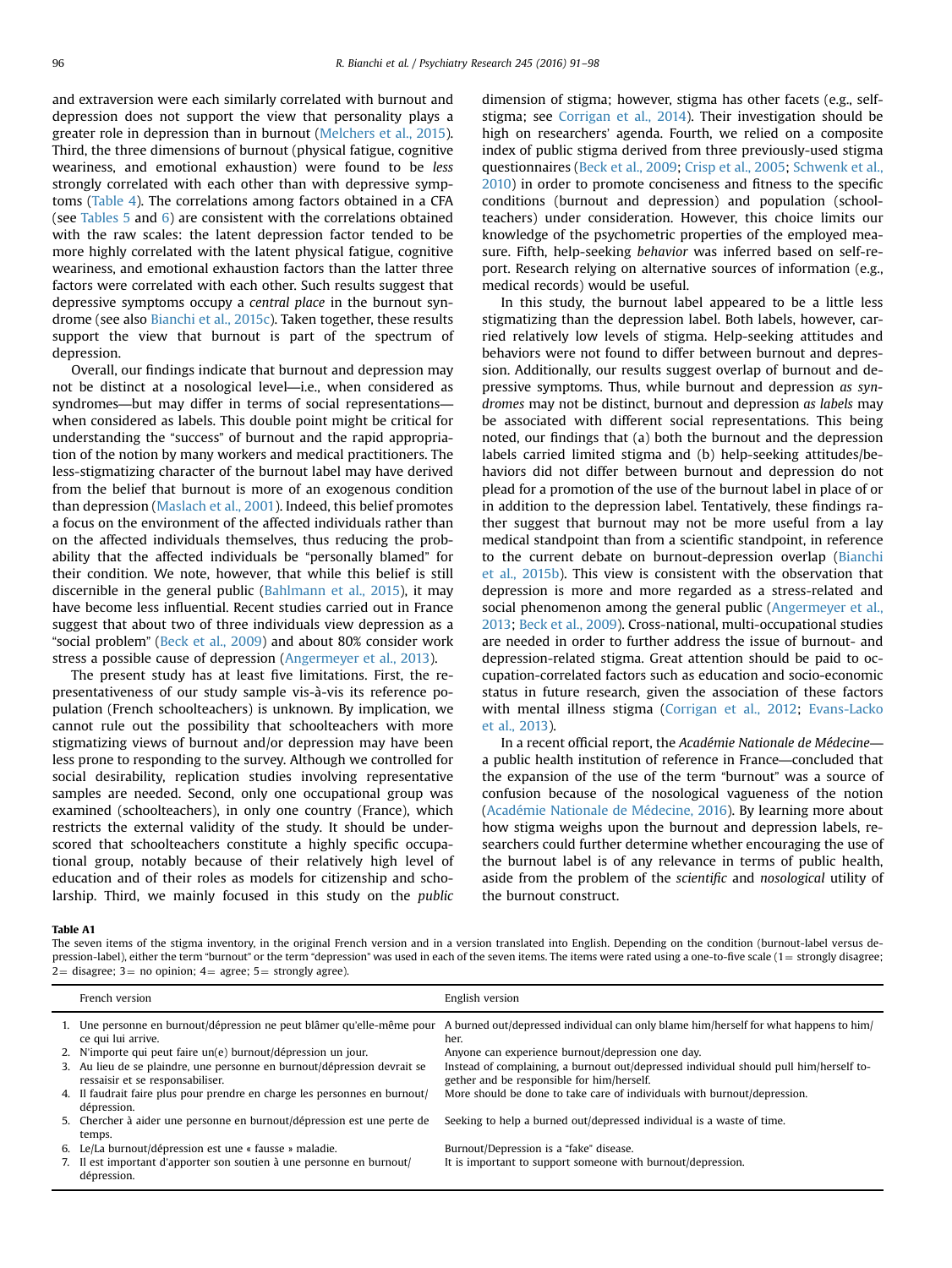and extraversion were each similarly correlated with burnout and depression does not support the view that personality plays a greater role in depression than in burnout (Melchers et al., 2015). Third, the three dimensions of burnout (physical fatigue, cognitive weariness, and emotional exhaustion) were found to be *less* strongly correlated with each other than with depressive symptoms (Table 4). The correlations among factors obtained in a CFA (see Tables 5 and 6) are consistent with the correlations obtained with the raw scales: the latent depression factor tended to be more highly correlated with the latent physical fatigue, cognitive weariness, and emotional exhaustion factors than the latter three factors were correlated with each other. Such results suggest that depressive symptoms occupy a *central place* in the burnout syndrome (see also Bianchi et al., 2015c). Taken together, these results support the view that burnout is part of the spectrum of depression.

Overall, our findings indicate that burnout and depression may not be distinct at a nosological level—i.e., when considered as syndromes—but may differ in terms of social representations—when considered as labels. This double point might be critical for understanding the "success" of burnout and the rapid appropriation of the notion by many workers and medical practitioners. The less-stigmatizing character of the burnout label may have derived from the belief that burnout is more of an exogenous condition than depression (Maslach et al., 2001). Indeed, this belief promotes a focus on the environment of the affected individuals rather than on the affected individuals themselves, thus reducing the probability that the affected individuals be "personally blamed" for their condition. We note, however, that while this belief is still discernible in the general public (Bahlmann et al., 2015), it may have become less influential. Recent studies carried out in France suggest that about two of three individuals view depression as a "social problem" (Beck et al., 2009) and about 80% consider work stress a possible cause of depression (Angermeyer et al., 2013).

The present study has at least five limitations. First, the representativeness of our study sample vis-à-vis its reference population (French schoolteachers) is unknown. By implication, we cannot rule out the possibility that schoolteachers with more stigmatizing views of burnout and/or depression may have been less prone to responding to the survey. Although we controlled for social desirability, replication studies involving representative samples are needed. Second, only one occupational group was examined (schoolteachers), in only one country (France), which restricts the external validity of the study. It should be underscored that schoolteachers constitute a highly specific occupational group, notably because of their relatively high level of education and of their roles as models for citizenship and scholarship. Third, we mainly focused in this study on the *public* dimension of stigma; however, stigma has other facets (e.g., self-stigma; see Corrigan et al., 2014). Their investigation should be high on researchers' agenda. Fourth, we relied on a composite index of public stigma derived from three previously-used stigma questionnaires (Beck et al., 2009; Crisp et al., 2005; Schwenk et al., 2010) in order to promote conciseness and fitness to the specific conditions (burnout and depression) and population (schoolteachers) under consideration. However, this choice limits our knowledge of the psychometric properties of the employed measure. Fifth, help-seeking *behavior* was inferred based on self-report. Research relying on alternative sources of information (e.g., medical records) would be useful.

In this study, the burnout label appeared to be a little less stigmatizing than the depression label. Both labels, however, carried relatively low levels of stigma. Help-seeking attitudes and behaviors were not found to differ between burnout and depression. Additionally, our results suggest overlap of burnout and depressive symptoms. Thus, while burnout and depression *as syndromes* may not be distinct, burnout and depression *as labels* may be associated with different social representations. This being noted, our findings that (a) both the burnout and the depression labels carried limited stigma and (b) help-seeking attitudes/behaviors did not differ between burnout and depression do not plead for a promotion of the use of the burnout label in place of or in addition to the depression label. Tentatively, these findings rather suggest that burnout may not be more useful from a lay medical standpoint than from a scientific standpoint, in reference to the current debate on burnout-depression overlap (Bianchi et al., 2015b). This view is consistent with the observation that depression is more and more regarded as a stress-related and social phenomenon among the general public (Angermeyer et al., 2013; Beck et al., 2009). Cross-national, multi-occupational studies are needed in order to further address the issue of burnout- and depression-related stigma. Great attention should be paid to occupation-correlated factors such as education and socio-economic status in future research, given the association of these factors with mental illness stigma (Corrigan et al., 2012; Evans-Lacko et al., 2013).

In a recent official report, the *Académie Nationale de Médecine*—a public health institution of reference in France—concluded that the expansion of the use of the term "burnout" was a source of confusion because of the nosological vagueness of the notion (Académie Nationale de Médecine, 2016). By learning more about how stigma weighs upon the burnout and depression labels, researchers could further determine whether encouraging the use of the burnout label is of any relevance in terms of public health, aside from the problem of the *scientific* and *nosological* utility of the burnout construct.

**Table A1**
The seven items of the stigma inventory, in the original French version and in a version translated into English. Depending on the condition (burnout-label versus depression-label), either the term "burnout" or the term "depression" was used in each of the seven items. The items were rated using a one-to-five scale (1 = strongly disagree; 2 = disagree; 3 = no opinion; 4 = agree; 5 = strongly agree).

| | French version | English version |
|---|---|---|
| 1. | Une personne en burnout/dépression ne peut blâmer qu'elle-même pour ce qui lui arrive. | A burned out/depressed individual can only blame him/herself for what happens to him/her. |
| 2. | N'importe qui peut faire un(e) burnout/dépression un jour. | Anyone can experience burnout/depression one day. |
| 3. | Au lieu de se plaindre, une personne en burnout/dépression devrait se ressaisir et se responsabiliser. | Instead of complaining, a burnout out/depressed individual should pull him/herself together and be responsible for him/herself. |
| 4. | Il faudrait faire plus pour prendre en charge les personnes en burnout/dépression. | More should be done to take care of individuals with burnout/depression. |
| 5. | Chercher à aider une personne en burnout/dépression est une perte de temps. | Seeking to help a burned out/depressed individual is a waste of time. |
| 6. | Le/La burnout/dépression est une « fausse » maladie. | Burnout/Depression is a "fake" disease. |
| 7. | Il est important d'apporter son soutien à une personne en burnout/dépression. | It is important to support someone with burnout/depression. |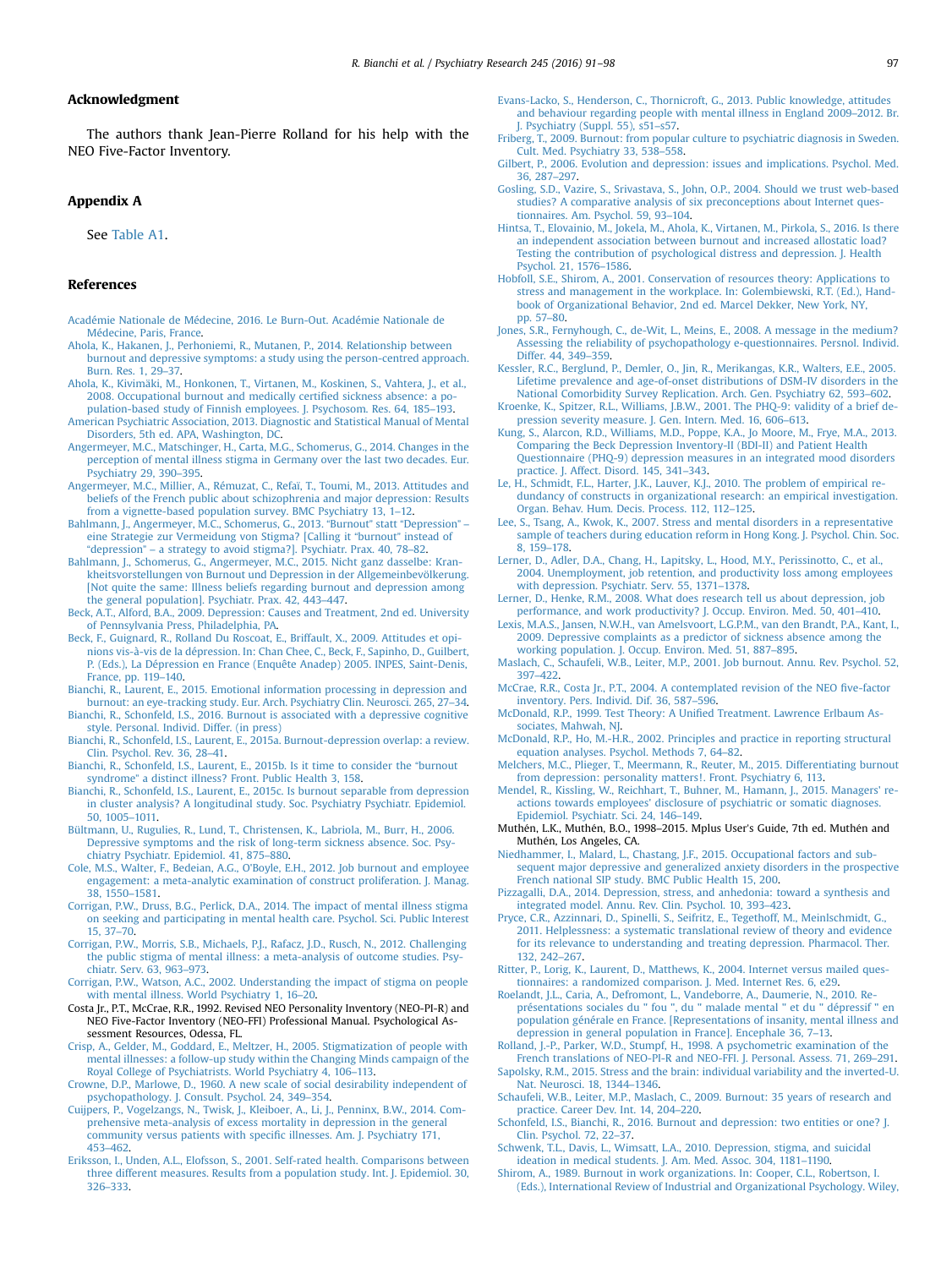## Acknowledgment

The authors thank Jean-Pierre Rolland for his help with the NEO Five-Factor Inventory.

## Appendix A

See Table A1.

## References

Académie Nationale de Médecine, 2016. Le Burn-Out. Académie Nationale de Médecine, Paris, France.

Ahola, K., Hakanen, J., Perhoniemi, R., Mutanen, P., 2014. Relationship between burnout and depressive symptoms: a study using the person-centred approach. Burn. Res. 1, 29–37.

Ahola, K., Kivimäki, M., Honkonen, T., Virtanen, M., Koskinen, S., Vahtera, J., et al., 2008. Occupational burnout and medically certified sickness absence: a population-based study of Finnish employees. J. Psychosom. Res. 64, 185–193.

American Psychiatric Association, 2013. Diagnostic and Statistical Manual of Mental Disorders, 5th ed. APA, Washington, DC.

Angermeyer, M.C., Matschinger, H., Carta, M.G., Schomerus, G., 2014. Changes in the perception of mental illness stigma in Germany over the last two decades. Eur. Psychiatry 29, 390–395.

Angermeyer, M.C., Millier, A., Rémuzat, C., Refaï, T., Toumi, M., 2013. Attitudes and beliefs of the French public about schizophrenia and major depression: Results from a vignette-based population survey. BMC Psychiatry 13, 1–12.

Bahlmann, J., Angermeyer, M.C., Schomerus, G., 2013. "Burnout" statt "Depression" – eine Strategie zur Vermeidung von Stigma? [Calling it "burnout" instead of "depression" – a strategy to avoid stigma?]. Psychiatr. Prax. 40, 78–82.

Bahlmann, J., Schomerus, G., Angermeyer, M.C., 2015. Nicht ganz dasselbe: Krankheitsvorstellungen von Burnout und Depression in der Allgemeinbevölkerung. [Not quite the same: Illness beliefs regarding burnout and depression among the general population]. Psychiatr. Prax. 42, 443–447.

Beck, A.T., Alford, B.A., 2009. Depression: Causes and Treatment, 2nd ed. University of Pennsylvania Press, Philadelphia, PA.

Beck, F., Guignard, R., Rolland Du Roscoat, E., Briffault, X., 2009. Attitudes et opinions vis-à-vis de la dépression. In: Chan Chee, C., Beck, F., Sapinho, D., Guilbert, P. (Eds.), La Dépression en France (Enquête Anadep) 2005. INPES, Saint-Denis, France, pp. 119–140.

Bianchi, R., Laurent, E., 2015. Emotional information processing in depression and burnout: an eye-tracking study. Eur. Arch. Psychiatry Clin. Neurosci. 265, 27–34.

Bianchi, R., Schonfeld, I.S., 2016. Burnout is associated with a depressive cognitive style. Personal. Individ. Differ. (in press)

Bianchi, R., Schonfeld, I.S., Laurent, E., 2015a. Burnout-depression overlap: a review. Clin. Psychol. Rev. 36, 28–41.

Bianchi, R., Schonfeld, I.S., Laurent, E., 2015b. Is it time to consider the "burnout syndrome" a distinct illness? Front. Public Health 3, 158.

Bianchi, R., Schonfeld, I.S., Laurent, E., 2015c. Is burnout separable from depression in cluster analysis? A longitudinal study. Soc. Psychiatry Psychiatr. Epidemiol. 50, 1005–1011.

Bültmann, U., Rugulies, R., Lund, T., Christensen, K., Labriola, M., Burr, H., 2006. Depressive symptoms and the risk of long-term sickness absence. Soc. Psychiatry Psychiatr. Epidemiol. 41, 875–880.

Cole, M.S., Walter, F., Bedeian, A.G., O'Boyle, E.H., 2012. Job burnout and employee engagement: a meta-analytic examination of construct proliferation. J. Manag. 38, 1550–1581.

Corrigan, P.W., Druss, B.G., Perlick, D.A., 2014. The impact of mental illness stigma on seeking and participating in mental health care. Psychol. Sci. Public Interest 15, 37–70.

Corrigan, P.W., Morris, S.B., Michaels, P.J., Rafacz, J.D., Rusch, N., 2012. Challenging the public stigma of mental illness: a meta-analysis of outcome studies. Psychiatr. Serv. 63, 963–973.

Corrigan, P.W., Watson, A.C., 2002. Understanding the impact of stigma on people with mental illness. World Psychiatry 1, 16–20.

Costa Jr., P.T., McCrae, R.R., 1992. Revised NEO Personality Inventory (NEO-PI-R) and NEO Five-Factor Inventory (NEO-FFI) Professional Manual. Psychological Assessment Resources, Odessa, FL.

Crisp, A., Gelder, M., Goddard, E., Meltzer, H., 2005. Stigmatization of people with mental illnesses: a follow-up study within the Changing Minds campaign of the Royal College of Psychiatrists. World Psychiatry 4, 106–113.

Crowne, D.P., Marlowe, D., 1960. A new scale of social desirability independent of psychopathology. J. Consult. Psychol. 24, 349–354.

Cuijpers, P., Vogelzangs, N., Twisk, J., Kleiboer, A., Li, J., Penninx, B.W., 2014. Comprehensive meta-analysis of excess mortality in depression in the general community versus patients with specific illnesses. Am. J. Psychiatry 171, 453–462.

Eriksson, I., Unden, A.L., Elofsson, S., 2001. Self-rated health. Comparisons between three different measures. Results from a population study. Int. J. Epidemiol. 30, 326–333.

Evans-Lacko, S., Henderson, C., Thornicroft, G., 2013. Public knowledge, attitudes and behaviour regarding people with mental illness in England 2009–2012. Br. J. Psychiatry (Suppl. 55), s51–s57.

Friberg, T., 2009. Burnout: from popular culture to psychiatric diagnosis in Sweden. Cult. Med. Psychiatry 33, 538–558.

Gilbert, P., 2006. Evolution and depression: issues and implications. Psychol. Med. 36, 287–297.

Gosling, S.D., Vazire, S., Srivastava, S., John, O.P., 2004. Should we trust web-based studies? A comparative analysis of six preconceptions about Internet questionnaires. Am. Psychol. 59, 93–104.

Hintsa, T., Elovainio, M., Jokela, M., Ahola, K., Virtanen, M., Pirkola, S., 2016. Is there an independent association between burnout and increased allostatic load? Testing the contribution of psychological distress and depression. J. Health Psychol. 21, 1576–1586.

Hobfoll, S.E., Shirom, A., 2001. Conservation of resources theory: Applications to stress and management in the workplace. In: Golembiewski, R.T. (Ed.), Handbook of Organizational Behavior, 2nd ed. Marcel Dekker, New York, NY, pp. 57–80.

Jones, S.R., Fernyhough, C., de-Wit, L., Meins, E., 2008. A message in the medium? Assessing the reliability of psychopathology e-questionnaires. Persnol. Individ. Differ. 44, 349–359.

Kessler, R.C., Berglund, P., Demler, O., Jin, R., Merikangas, K.R., Walters, E.E., 2005. Lifetime prevalence and age-of-onset distributions of DSM-IV disorders in the National Comorbidity Survey Replication. Arch. Gen. Psychiatry 62, 593–602.

Kroenke, K., Spitzer, R.L., Williams, J.B.W., 2001. The PHQ-9: validity of a brief depression severity measure. J. Gen. Intern. Med. 16, 606–613.

Kung, S., Alarcon, R.D., Williams, M.D., Poppe, K.A., Jo Moore, M., Frye, M.A., 2013. Comparing the Beck Depression Inventory-II (BDI-II) and Patient Health Questionnaire (PHQ-9) depression measures in an integrated mood disorders practice. J. Affect. Disord. 145, 341–343.

Le, H., Schmidt, F.L., Harter, J.K., Lauver, K.J., 2010. The problem of empirical redundancy of constructs in organizational research: an empirical investigation. Organ. Behav. Hum. Decis. Process. 112, 112–125.

Lee, S., Tsang, A., Kwok, K., 2007. Stress and mental disorders in a representative sample of teachers during education reform in Hong Kong. J. Psychol. Chin. Soc. 8, 159–178.

Lerner, D., Adler, D.A., Chang, H., Lapitsky, L., Hood, M.Y., Perissinotto, C., et al., 2004. Unemployment, job retention, and productivity loss among employees with depression. Psychiatr. Serv. 55, 1371–1378.

Lerner, D., Henke, R.M., 2008. What does research tell us about depression, job performance, and work productivity? J. Occup. Environ. Med. 50, 401–410.

Lexis, M.A.S., Jansen, N.W.H., van Amelsvoort, L.G.P.M., van den Brandt, P.A., Kant, I., 2009. Depressive complaints as a predictor of sickness absence among the working population. J. Occup. Environ. Med. 51, 887–895.

Maslach, C., Schaufeli, W.B., Leiter, M.P., 2001. Job burnout. Annu. Rev. Psychol. 52, 397–422.

McCrae, R.R., Costa Jr., P.T., 2004. A contemplated revision of the NEO five-factor inventory. Pers. Individ. Dif. 36, 587–596.

McDonald, R.P., 1999. Test Theory: A Unified Treatment. Lawrence Erlbaum Associates, Mahwah, NJ.

McDonald, R.P., Ho, M.-H.R., 2002. Principles and practice in reporting structural equation analyses. Psychol. Methods 7, 64–82.

Melchers, M.C., Plieger, T., Meermann, R., Reuter, M., 2015. Differentiating burnout from depression: personality matters!. Front. Psychiatry 6, 113.

Mendel, R., Kissling, W., Reichhart, T., Buhner, M., Hamann, J., 2015. Managers' reactions towards employees' disclosure of psychiatric or somatic diagnoses. Epidemiol. Psychiatr. Sci. 24, 146–149.

Muthén, L.K., Muthén, B.O., 1998–2015. Mplus User's Guide, 7th ed. Muthén and Muthén, Los Angeles, CA.

Niedhammer, I., Malard, L., Chastang, J.F., 2015. Occupational factors and subsequent major depressive and generalized anxiety disorders in the prospective French national SIP study. BMC Public Health 15, 200.

Pizzagalli, D.A., 2014. Depression, stress, and anhedonia: toward a synthesis and integrated model. Annu. Rev. Clin. Psychol. 10, 393–423.

Pryce, C.R., Azzinnari, D., Spinelli, S., Seifritz, E., Tegethoff, M., Meinlschmidt, G., 2011. Helplessness: a systematic translational review of theory and evidence for its relevance to understanding and treating depression. Pharmacol. Ther. 132, 242–267.

Ritter, P., Lorig, K., Laurent, D., Matthews, K., 2004. Internet versus mailed questionnaires: a randomized comparison. J. Med. Internet Res. 6, e29.

Roelandt, J.L., Caria, A., Defromont, L., Vandeborre, A., Daumerie, N., 2010. Représentations sociales du " fou ", du " malade mental " et du " dépressif " en population générale en France. [Representations of insanity, mental illness and depression in general population in France]. Encephale 36, 7–13.

Rolland, J.-P., Parker, W.D., Stumpf, H., 1998. A psychometric examination of the French translations of NEO-PI-R and NEO-FFI. J. Personal. Assess. 71, 269–291.

Sapolsky, R.M., 2015. Stress and the brain: individual variability and the inverted-U. Nat. Neurosci. 18, 1344–1346.

Schaufeli, W.B., Leiter, M.P., Maslach, C., 2009. Burnout: 35 years of research and practice. Career Dev. Int. 14, 204–220.

Schonfeld, I.S., Bianchi, R., 2016. Burnout and depression: two entities or one? J. Clin. Psychol. 72, 22–37.

Schwenk, T.L., Davis, L., Wimsatt, L.A., 2010. Depression, stigma, and suicidal ideation in medical students. J. Am. Med. Assoc. 304, 1181–1190.

Shirom, A., 1989. Burnout in work organizations. In: Cooper, C.L., Robertson, I. (Eds.), International Review of Industrial and Organizational Psychology. Wiley,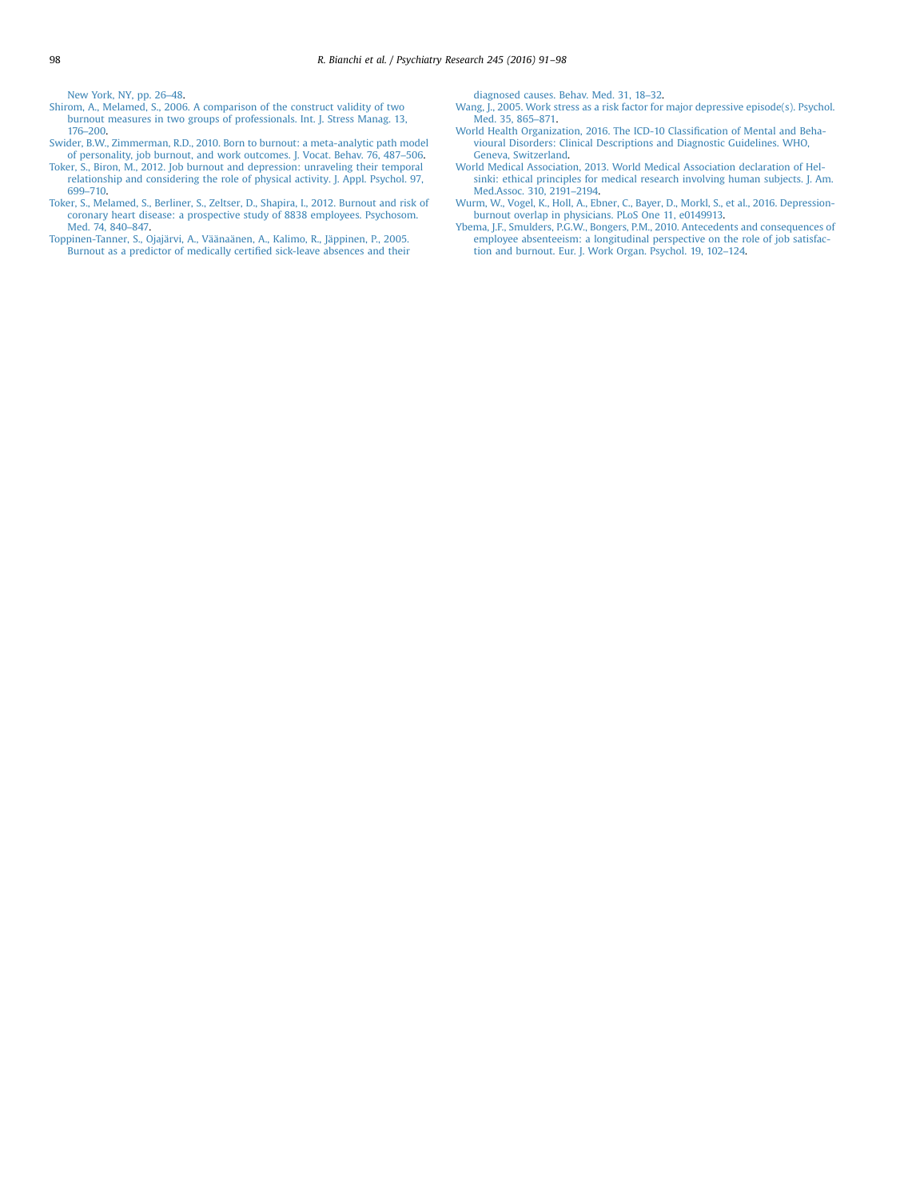New York, NY, pp. 26–48.

Shirom, A., Melamed, S., 2006. A comparison of the construct validity of two burnout measures in two groups of professionals. Int. J. Stress Manag. 13, 176–200.

Swider, B.W., Zimmerman, R.D., 2010. Born to burnout: a meta-analytic path model of personality, job burnout, and work outcomes. J. Vocat. Behav. 76, 487–506.

Toker, S., Biron, M., 2012. Job burnout and depression: unraveling their temporal relationship and considering the role of physical activity. J. Appl. Psychol. 97, 699–710.

Toker, S., Melamed, S., Berliner, S., Zeltser, D., Shapira, I., 2012. Burnout and risk of coronary heart disease: a prospective study of 8838 employees. Psychosom. Med. 74, 840–847.

Toppinen-Tanner, S., Ojajärvi, A., Väänaänen, A., Kalimo, R., Jäppinen, P., 2005. Burnout as a predictor of medically certified sick-leave absences and their diagnosed causes. Behav. Med. 31, 18–32.

Wang, J., 2005. Work stress as a risk factor for major depressive episode(s). Psychol. Med. 35, 865–871.

World Health Organization, 2016. The ICD-10 Classification of Mental and Behavioural Disorders: Clinical Descriptions and Diagnostic Guidelines. WHO, Geneva, Switzerland.

World Medical Association, 2013. World Medical Association declaration of Helsinki: ethical principles for medical research involving human subjects. J. Am. Med.Assoc. 310, 2191–2194.

Wurm, W., Vogel, K., Holl, A., Ebner, C., Bayer, D., Morkl, S., et al., 2016. Depression-burnout overlap in physicians. PLoS One 11, e0149913.

Ybema, J.F., Smulders, P.G.W., Bongers, P.M., 2010. Antecedents and consequences of employee absenteeism: a longitudinal perspective on the role of job satisfaction and burnout. Eur. J. Work Organ. Psychol. 19, 102–124.